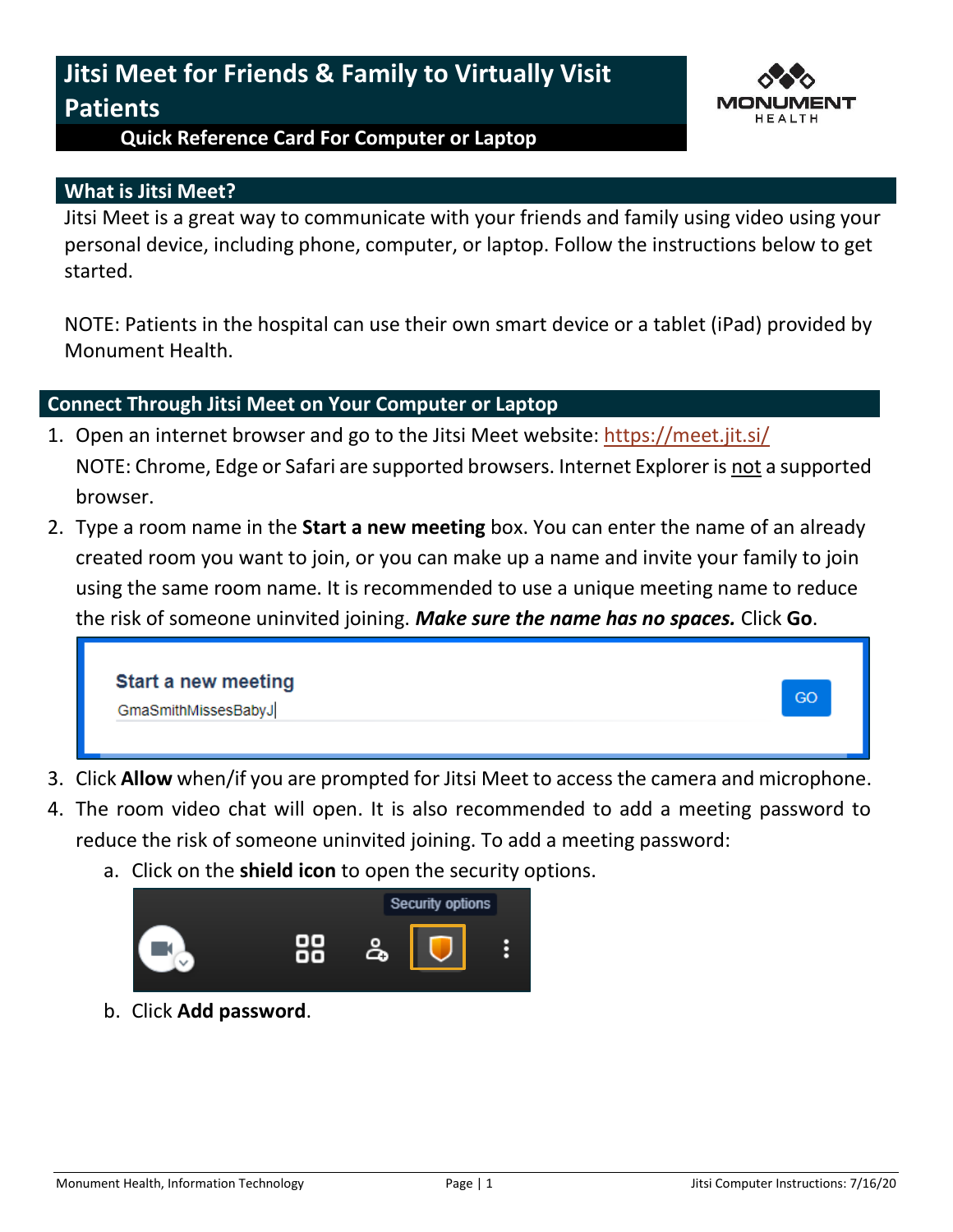# Jitsi Meet for Friends & Family to Virtually Visit Patients

**Quick Reference Card For Computer or Laptop**

MONUMENT HEALTH

## What is Jitsi Meet?

Jitsi Meet is a great way to communicate with your friends and family using video using your personal device, including phone, computer, or laptop. Follow the instructions below to get started.

NOTE: Patients in the hospital can use their own smart device or a tablet (iPad) provided by Monument Health.

## Connect Through Jitsi Meet on Your Computer or Laptop

1. Open an internet browser and go to the Jitsi Meet website: https://meet.jit.si/
   NOTE: Chrome, Edge or Safari are supported browsers. Internet Explorer is not a supported browser.
2. Type a room name in the **Start a new meeting** box. You can enter the name of an already created room you want to join, or you can make up a name and invite your family to join using the same room name. It is recommended to use a unique meeting name to reduce the risk of someone uninvited joining. ***Make sure the name has no spaces.*** Click **Go**.

   Start a new meeting
   GmaSmithMissesBabyJ
   GO

3. Click **Allow** when/if you are prompted for Jitsi Meet to access the camera and microphone.
4. The room video chat will open. It is also recommended to add a meeting password to reduce the risk of someone uninvited joining. To add a meeting password:
   a. Click on the **shield icon** to open the security options.

      Security options

   b. Click **Add password**.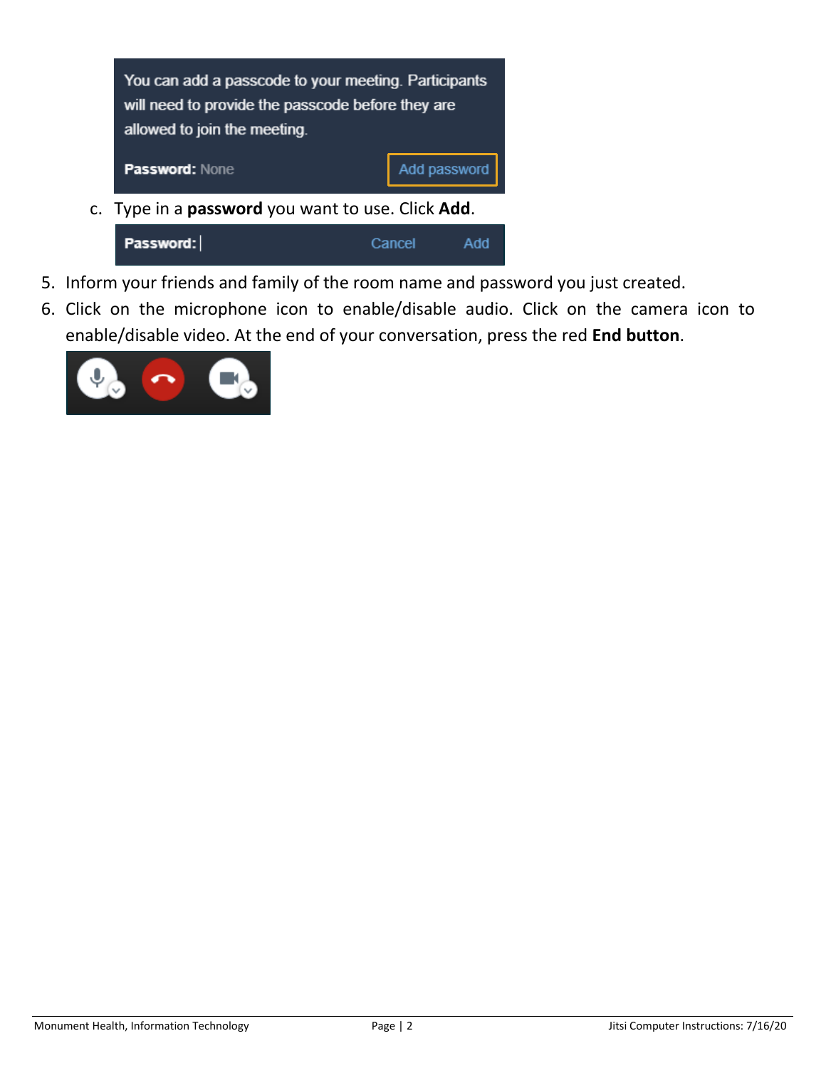You can add a passcode to your meeting. Participants will need to provide the passcode before they are allowed to join the meeting.

**Password:** None  Add password

c. Type in a **password** you want to use. Click **Add**.

**Password:**  Cancel  Add

5. Inform your friends and family of the room name and password you just created.
6. Click on the microphone icon to enable/disable audio. Click on the camera icon to enable/disable video. At the end of your conversation, press the red **End button**.